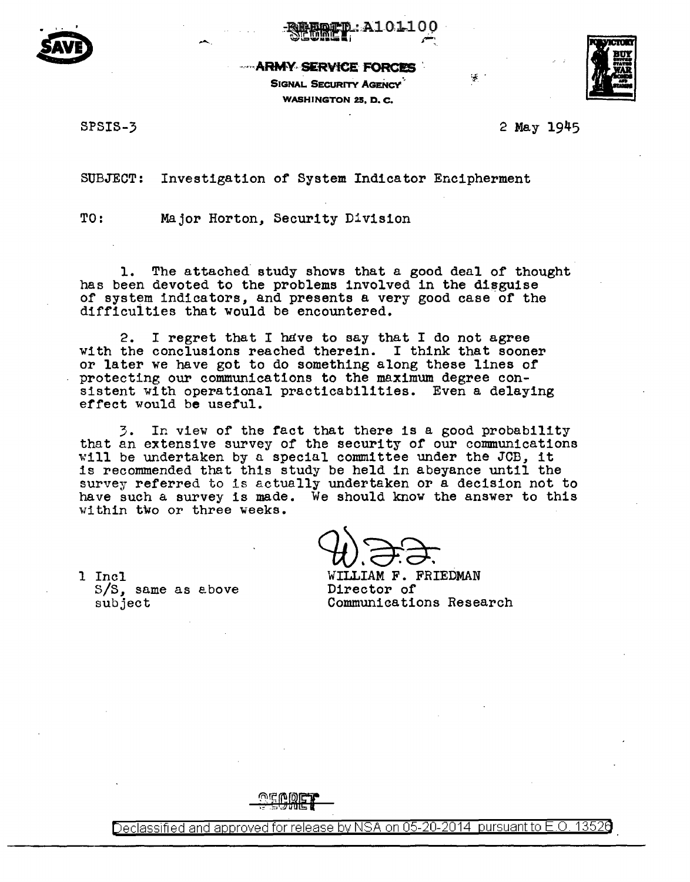REF ID: A101100

SECRET

**ARMY SERVICE FORCES**
SIGNAL SECURITY AGENCY
WASHINGTON 25, D. C.

SPSIS-3

2 May 1945

SUBJECT: Investigation of System Indicator Encipherment

TO: Major Horton, Security Division

1. The attached study shows that a good deal of thought has been devoted to the problems involved in the disguise of system indicators, and presents a very good case of the difficulties that would be encountered.

2. I regret that I have to say that I do not agree with the conclusions reached therein. I think that sooner or later we have got to do something along these lines of protecting our communications to the maximum degree consistent with operational practicabilities. Even a delaying effect would be useful.

3. In view of the fact that there is a good probability that an extensive survey of the security of our communications will be undertaken by a special committee under the JCB, it is recommended that this study be held in abeyance until the survey referred to is actually undertaken or a decision not to have such a survey is made. We should know the answer to this within two or three weeks.

1 Incl
S/S, same as above subject

W.F.F.
WILLIAM F. FRIEDMAN
Director of
Communications Research

SECRET

Declassified and approved for release by NSA on 05-20-2014 pursuant to E.O. 13526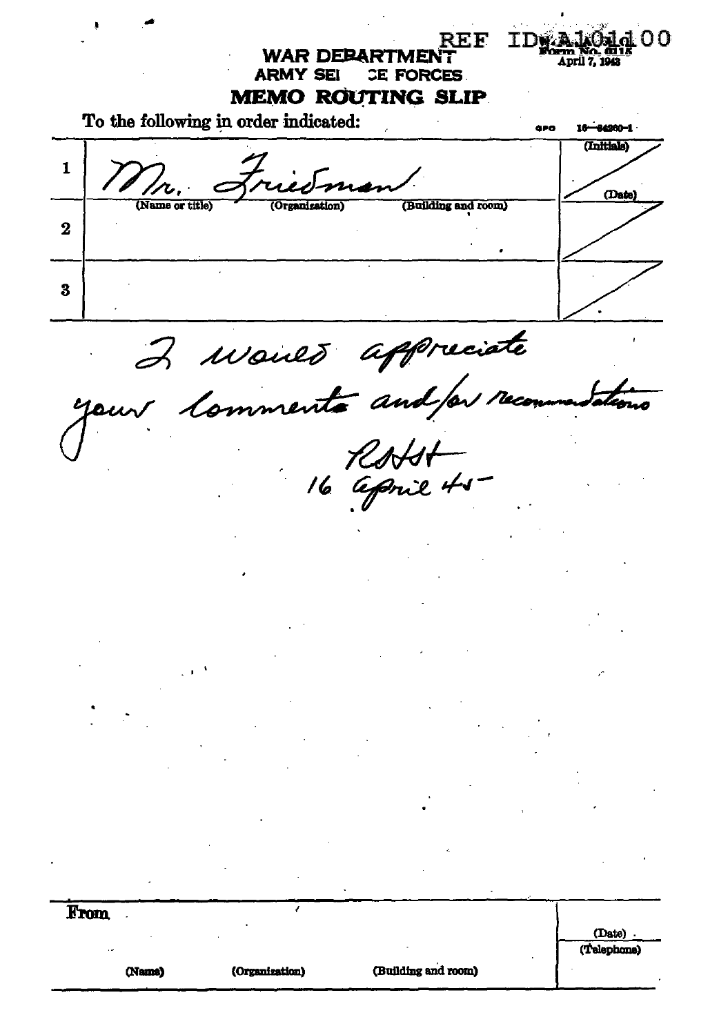REF ID:A101100

Form No. 0115
April 7, 1943

**WAR DEPARTMENT**
**ARMY SERVICE FORCES**

# MEMO ROUTING SLIP

To the following in order indicated:

GPO 16—84260-1

| | (Name or title) (Organization) (Building and room) | (Initials) / (Date) |
|---|---|---|
| 1 | Mr. Friedman | |
| 2 | | |
| 3 | | |

I would appreciate your comments and/or recommendations

RSHst
16 April 45

| From | | | (Date) |
|---|---|---|---|
| (Name) | (Organization) | (Building and room) | (Telephone) |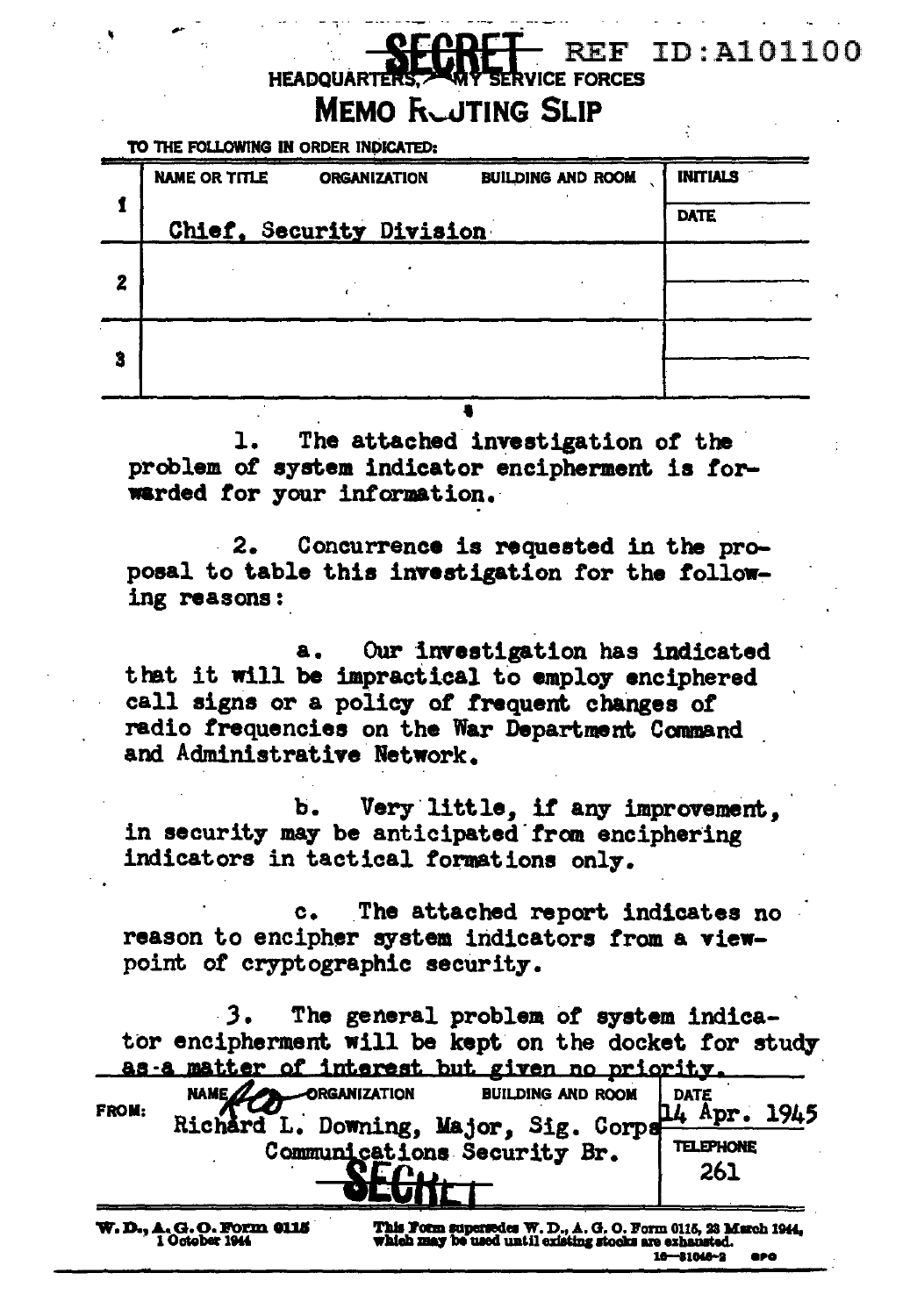SECRET REF ID:A101100

HEADQUARTERS, ARMY SERVICE FORCES

# MEMO ROUTING SLIP

TO THE FOLLOWING IN ORDER INDICATED:

| | NAME OR TITLE | ORGANIZATION | BUILDING AND ROOM | INITIALS / DATE |
|---|---|---|---|---|
| 1 | Chief, Security Division | | | |
| 2 | | | | |
| 3 | | | | |

1. The attached investigation of the problem of system indicator encipherment is forwarded for your information.

2. Concurrence is requested in the proposal to table this investigation for the following reasons:

a. Our investigation has indicated that it will be impractical to employ enciphered call signs or a policy of frequent changes of radio frequencies on the War Department Command and Administrative Network.

b. Very little, if any improvement, in security may be anticipated from enciphering indicators in tactical formations only.

c. The attached report indicates no reason to encipher system indicators from a viewpoint of cryptographic security.

3. The general problem of system indicator encipherment will be kept on the docket for study as a matter of interest but given no priority.

| FROM: | NAME / ORGANIZATION / BUILDING AND ROOM | DATE |
|---|---|---|
| | Richard L. Downing, Major, Sig. Corps | 14 Apr. 1945 |
| | Communications Security Br. | TELEPHONE 261 |

SECRET

W. D., A. G. O. Form 0115, 1 October 1944. This Form supersedes W. D., A. G. O. Form 0115, 23 March 1944, which may be used until existing stocks are exhausted. 16—31046-2 GPO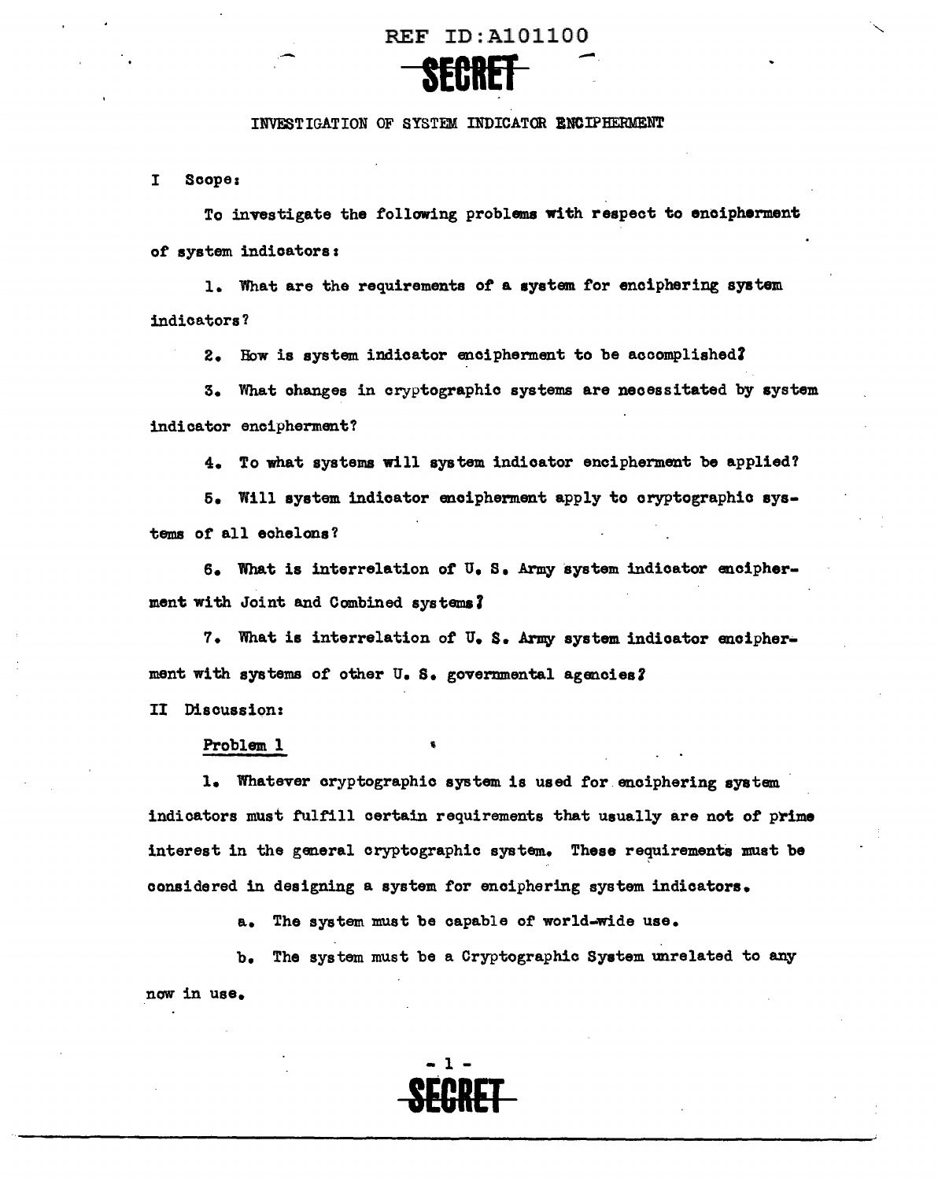# INVESTIGATION OF SYSTEM INDICATOR ENCIPHERMENT

I Scope:

To investigate the following problems with respect to encipherment of system indicators:

1. What are the requirements of a system for enciphering system indicators?

2. How is system indicator encipherment to be accomplished?

3. What changes in cryptographic systems are necessitated by system indicator encipherment?

4. To what systems will system indicator encipherment be applied?

5. Will system indicator encipherment apply to cryptographic systems of all echelons?

6. What is interrelation of U. S. Army system indicator encipherment with Joint and Combined systems?

7. What is interrelation of U. S. Army system indicator encipherment with systems of other U. S. governmental agencies?

II Discussion:

Problem 1

1. Whatever cryptographic system is used for enciphering system indicators must fulfill certain requirements that usually are not of prime interest in the general cryptographic system. These requirements must be considered in designing a system for enciphering system indicators.

a. The system must be capable of world-wide use.

b. The system must be a Cryptographic System unrelated to any now in use.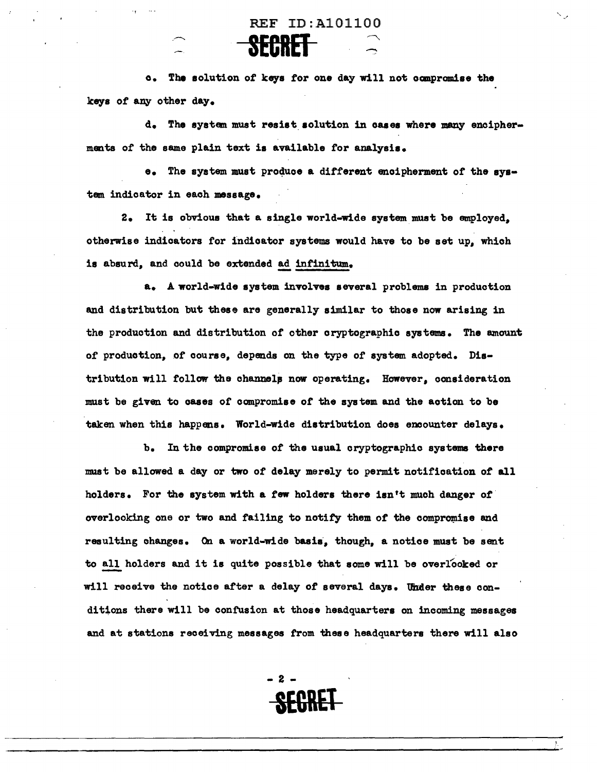c. The solution of keys for one day will not compromise the keys of any other day.

d. The system must resist solution in cases where many encipherments of the same plain text is available for analysis.

e. The system must produce a different encipherment of the system indicator in each message.

2. It is obvious that a single world-wide system must be employed, otherwise indicators for indicator systems would have to be set up, which is absurd, and could be extended ad infinitum.

a. A world-wide system involves several problems in production and distribution but these are generally similar to those now arising in the production and distribution of other cryptographic systems. The amount of production, of course, depends on the type of system adopted. Distribution will follow the channels now operating. However, consideration must be given to cases of compromise of the system and the action to be taken when this happens. World-wide distribution does encounter delays.

b. In the compromise of the usual cryptographic systems there must be allowed a day or two of delay merely to permit notification of all holders. For the system with a few holders there isn't much danger of overlooking one or two and failing to notify them of the compromise and resulting changes. On a world-wide basis, though, a notice must be sent to all holders and it is quite possible that some will be overlooked or will receive the notice after a delay of several days. Under these conditions there will be confusion at those headquarters on incoming messages and at stations receiving messages from these headquarters there will also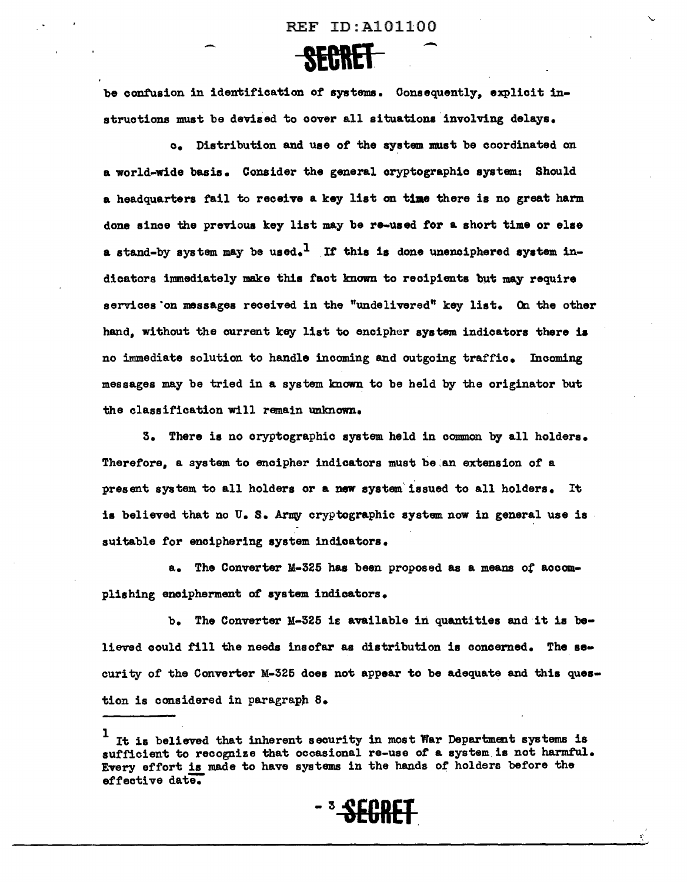be confusion in identification of systems. Consequently, explicit instructions must be devised to cover all situations involving delays.

c. Distribution and use of the system must be coordinated on a world-wide basis. Consider the general cryptographic system: Should a headquarters fail to receive a key list on time there is no great harm done since the previous key list may be re-used for a short time or else a stand-by system may be used.[1] If this is done unenciphered system indicators immediately make this fact known to recipients but may require services on messages received in the "undelivered" key list. On the other hand, without the current key list to encipher system indicators there is no immediate solution to handle incoming and outgoing traffic. Incoming messages may be tried in a system known to be held by the originator but the classification will remain unknown.

3. There is no cryptographic system held in common by all holders. Therefore, a system to encipher indicators must be an extension of a present system to all holders or a new system issued to all holders. It is believed that no U. S. Army cryptographic system now in general use is suitable for enciphering system indicators.

a. The Converter M-325 has been proposed as a means of accomplishing encipherment of system indicators.

b. The Converter M-325 is available in quantities and it is believed could fill the needs insofar as distribution is concerned. The security of the Converter M-325 does not appear to be adequate and this question is considered in paragraph 8.

---

[1] It is believed that inherent security in most War Department systems is sufficient to recognize that occasional re-use of a system is not harmful. Every effort is made to have systems in the hands of holders before the effective date.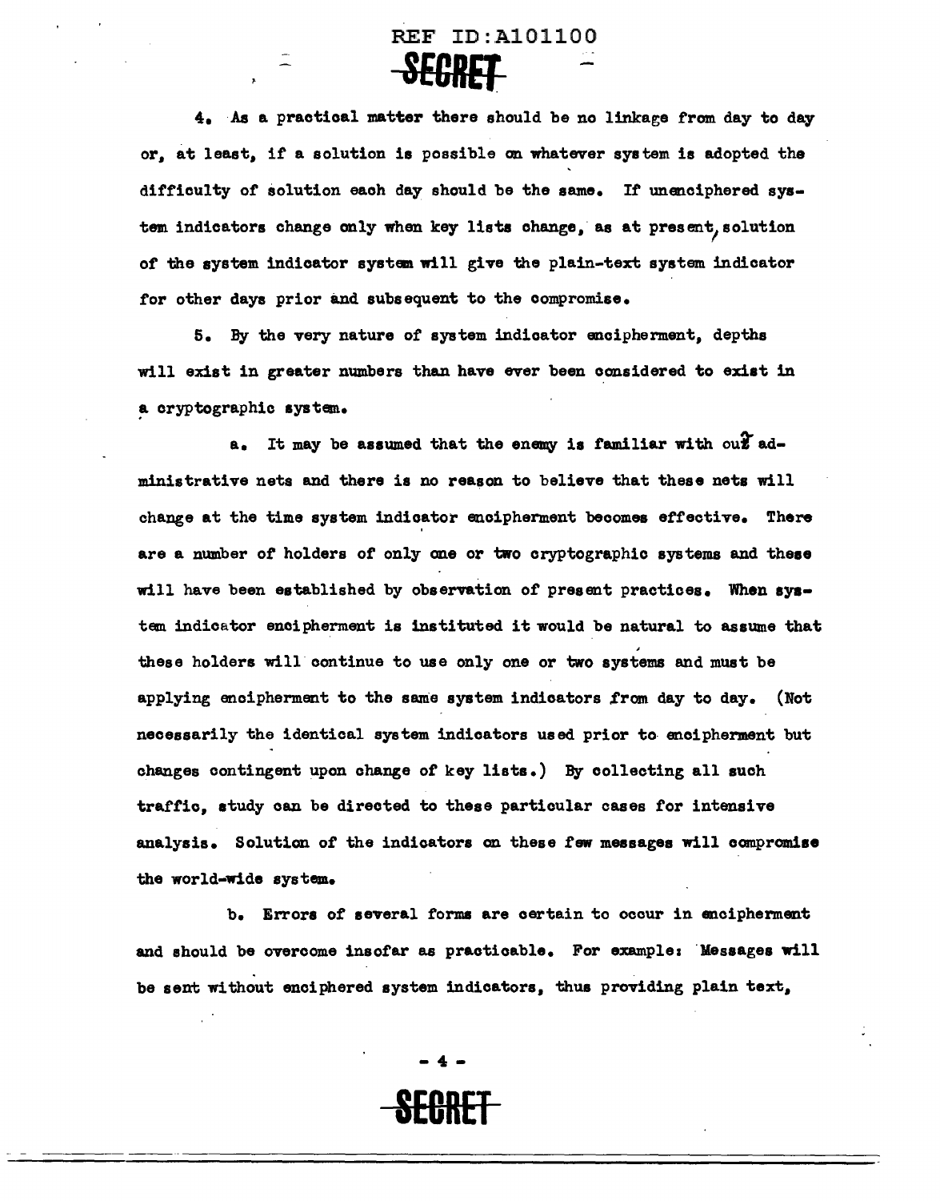4. As a practical matter there should be no linkage from day to day or, at least, if a solution is possible on whatever system is adopted the difficulty of solution each day should be the same. If unenciphered system indicators change only when key lists change, as at present, solution of the system indicator system will give the plain-text system indicator for other days prior and subsequent to the compromise.

5. By the very nature of system indicator encipherment, depths will exist in greater numbers than have ever been considered to exist in a cryptographic system.

a. It may be assumed that the enemy is familiar with our administrative nets and there is no reason to believe that these nets will change at the time system indicator encipherment becomes effective. There are a number of holders of only one or two cryptographic systems and these will have been established by observation of present practices. When system indicator encipherment is instituted it would be natural to assume that these holders will continue to use only one or two systems and must be applying encipherment to the same system indicators from day to day. (Not necessarily the identical system indicators used prior to encipherment but changes contingent upon change of key lists.) By collecting all such traffic, study can be directed to these particular cases for intensive analysis. Solution of the indicators on these few messages will compromise the world-wide system.

b. Errors of several forms are certain to occur in encipherment and should be overcome insofar as practicable. For example: Messages will be sent without enciphered system indicators, thus providing plain text,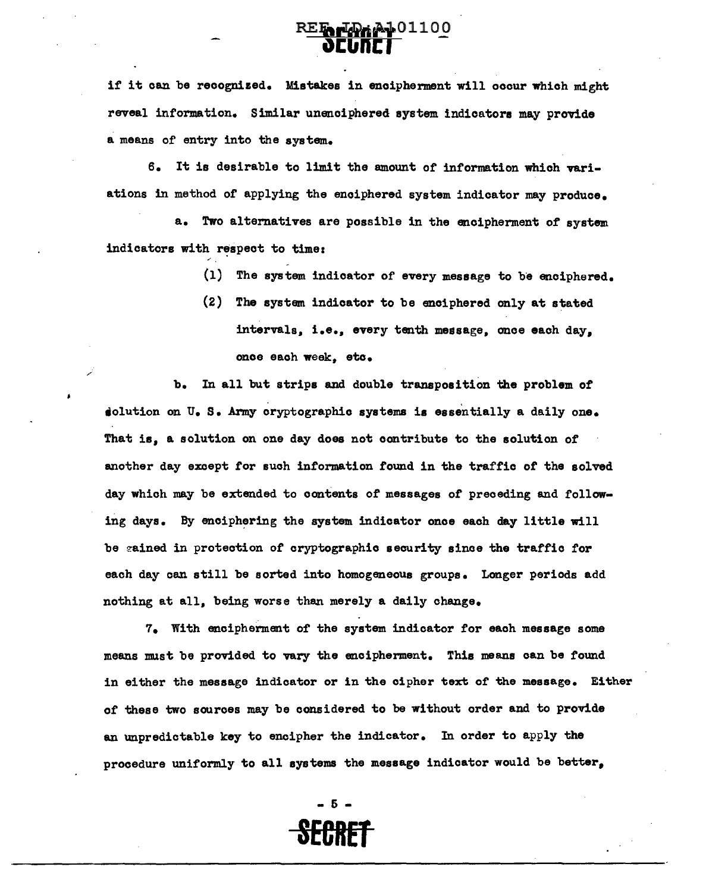if it can be recognized. Mistakes in encipherment will occur which might reveal information. Similar unenciphered system indicators may provide a means of entry into the system.

6. It is desirable to limit the amount of information which variations in method of applying the enciphered system indicator may produce.

a. Two alternatives are possible in the encipherment of system indicators with respect to time:

(1) The system indicator of every message to be enciphered.

(2) The system indicator to be enciphered only at stated intervals, i.e., every tenth message, once each day, once each week, etc.

b. In all but strips and double transposition the problem of solution on U. S. Army cryptographic systems is essentially a daily one. That is, a solution on one day does not contribute to the solution of another day except for such information found in the traffic of the solved day which may be extended to contents of messages of preceding and following days. By enciphering the system indicator once each day little will be gained in protection of cryptographic security since the traffic for each day can still be sorted into homogeneous groups. Longer periods add nothing at all, being worse than merely a daily change.

7. With encipherment of the system indicator for each message some means must be provided to vary the encipherment. This means can be found in either the message indicator or in the cipher text of the message. Either of these two sources may be considered to be without order and to provide an unpredictable key to encipher the indicator. In order to apply the procedure uniformly to all systems the message indicator would be better,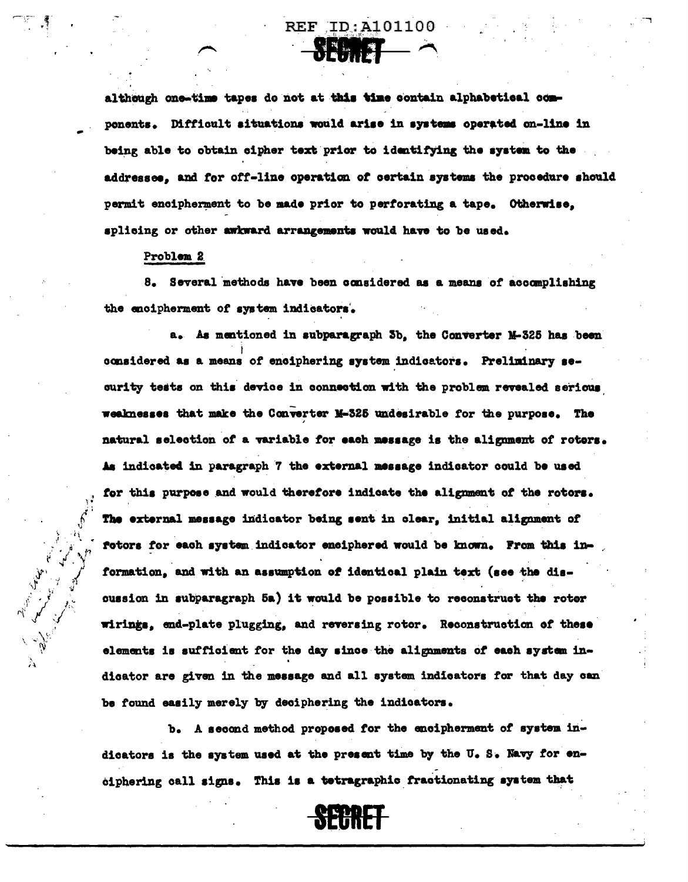although one-time tapes do not at this time contain alphabetical components. Difficult situations would arise in systems operated on-line in being able to obtain cipher text prior to identifying the system to the addressee, and for off-line operation of certain systems the procedure should permit encipherment to be made prior to perforating a tape. Otherwise, splicing or other awkward arrangements would have to be used.

Problem 2

8. Several methods have been considered as a means of accomplishing the encipherment of system indicators.

a. As mentioned in subparagraph 3b, the Converter M-325 has been considered as a means of enciphering system indicators. Preliminary security tests on this device in connection with the problem revealed serious weaknesses that make the Converter M-325 undesirable for the purpose. The natural selection of a variable for each message is the alignment of rotors. As indicated in paragraph 7 the external message indicator could be used for this purpose and would therefore indicate the alignment of the rotors. The external message indicator being sent in clear, initial alignment of rotors for each system indicator enciphered would be known. From this information, and with an assumption of identical plain text (see the discussion in subparagraph 5a) it would be possible to reconstruct the rotor wirings, end-plate plugging, and reversing rotor. Reconstruction of these elements is sufficient for the day since the alignments of each system indicator are given in the message and all system indicators for that day can be found easily merely by deciphering the indicators.

b. A second method proposed for the encipherment of system indicators is the system used at the present time by the U. S. Navy for enciphering call signs. This is a tetragraphic fractionating system that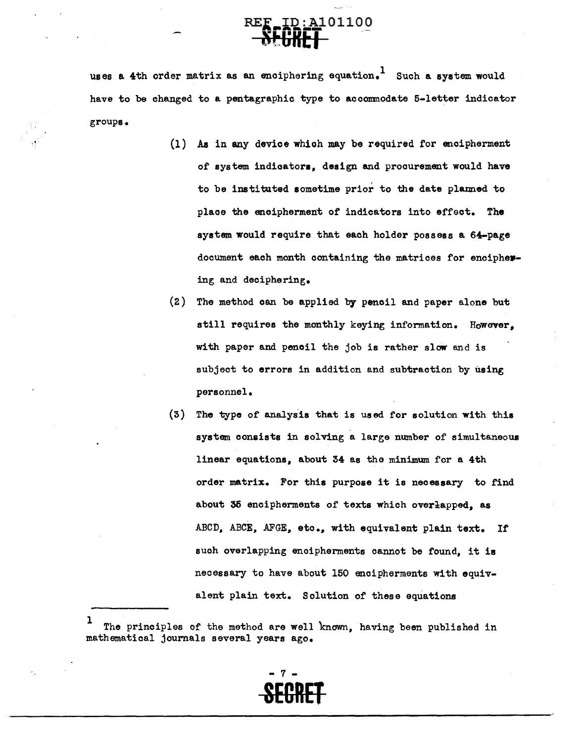uses a 4th order matrix as an enciphering equation.[1] Such a system would have to be changed to a pentagraphic type to accommodate 5-letter indicator groups.

(1) As in any device which may be required for encipherment of system indicators, design and procurement would have to be instituted sometime prior to the date planned to place the encipherment of indicators into effect. The system would require that each holder possess a 64-page document each month containing the matrices for enciphering and deciphering.

(2) The method can be applied by pencil and paper alone but still requires the monthly keying information. However, with paper and pencil the job is rather slow and is subject to errors in addition and subtraction by using personnel.

(3) The type of analysis that is used for solution with this system consists in solving a large number of simultaneous linear equations, about 34 as the minimum for a 4th order matrix. For this purpose it is necessary to find about 35 encipherments of texts which overlapped, as ABCD, ABCE, AFGE, etc., with equivalent plain text. If such overlapping encipherments cannot be found, it is necessary to have about 150 encipherments with equivalent plain text. Solution of these equations

---

[1] The principles of the method are well known, having been published in mathematical journals several years ago.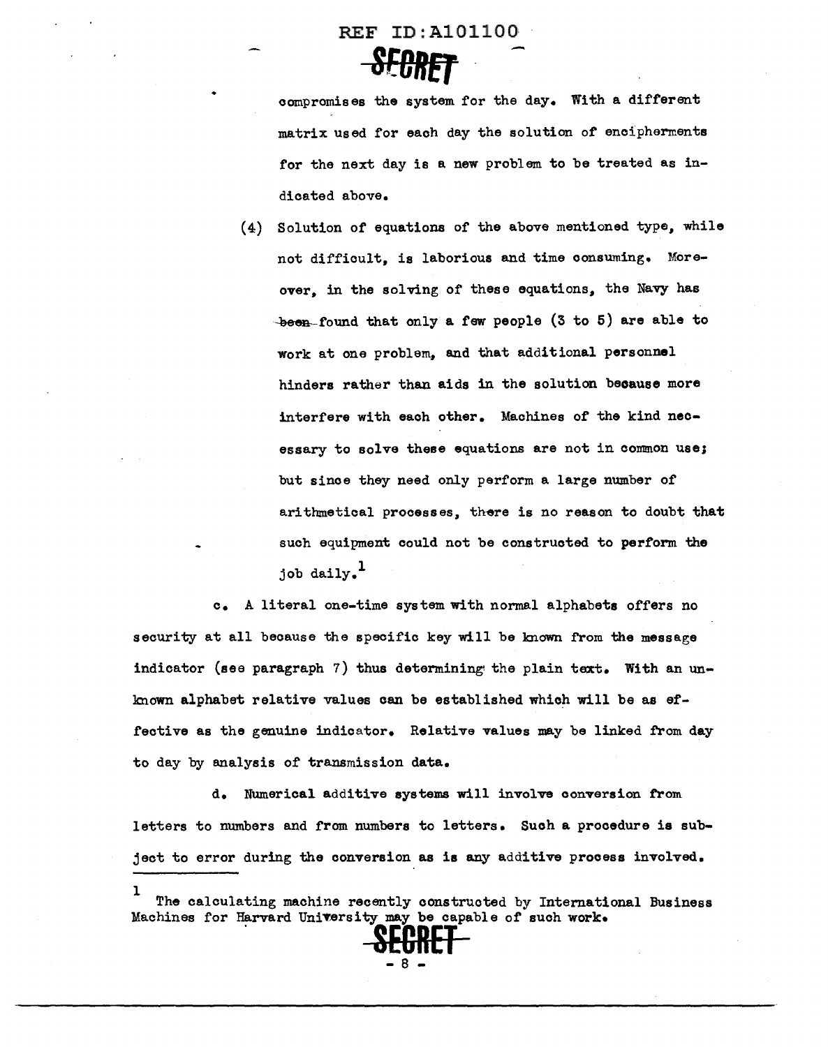compromises the system for the day. With a different matrix used for each day the solution of encipherments for the next day is a new problem to be treated as indicated above.

(4) Solution of equations of the above mentioned type, while not difficult, is laborious and time consuming. Moreover, in the solving of these equations, the Navy has ~~been~~ found that only a few people (3 to 5) are able to work at one problem, and that additional personnel hinders rather than aids in the solution because more interfere with each other. Machines of the kind necessary to solve these equations are not in common use; but since they need only perform a large number of arithmetical processes, there is no reason to doubt that such equipment could not be constructed to perform the job daily.[1]

c. A literal one-time system with normal alphabets offers no security at all because the specific key will be known from the message indicator (see paragraph 7) thus determining the plain text. With an unknown alphabet relative values can be established which will be as effective as the genuine indicator. Relative values may be linked from day to day by analysis of transmission data.

d. Numerical additive systems will involve conversion from letters to numbers and from numbers to letters. Such a procedure is subject to error during the conversion as is any additive process involved.

---

[1] The calculating machine recently constructed by International Business Machines for Harvard University may be capable of such work.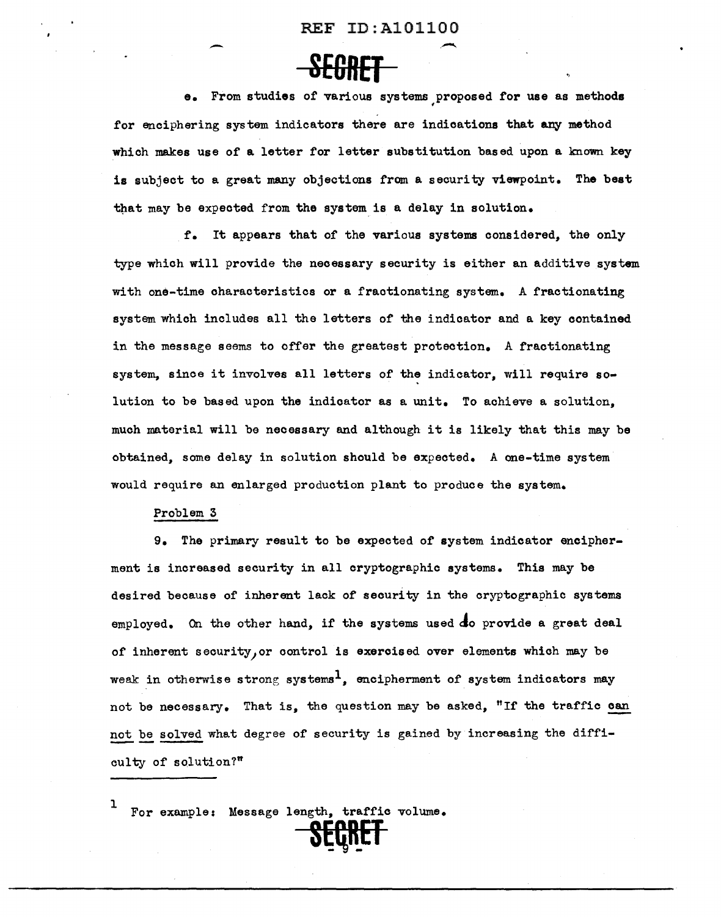e. From studies of various systems proposed for use as methods for enciphering system indicators there are indications that any method which makes use of a letter for letter substitution based upon a known key is subject to a great many objections from a security viewpoint. The best that may be expected from the system is a delay in solution.

f. It appears that of the various systems considered, the only type which will provide the necessary security is either an additive system with one-time characteristics or a fractionating system. A fractionating system which includes all the letters of the indicator and a key contained in the message seems to offer the greatest protection. A fractionating system, since it involves all letters of the indicator, will require solution to be based upon the indicator as a unit. To achieve a solution, much material will be necessary and although it is likely that this may be obtained, some delay in solution should be expected. A one-time system would require an enlarged production plant to produce the system.

Problem 3

9. The primary result to be expected of system indicator encipherment is increased security in all cryptographic systems. This may be desired because of inherent lack of security in the cryptographic systems employed. On the other hand, if the systems used do provide a great deal of inherent security, or control is exercised over elements which may be weak in otherwise strong systems[1], encipherment of system indicators may not be necessary. That is, the question may be asked, "If the traffic can not be solved what degree of security is gained by increasing the difficulty of solution?"

---

[1] For example: Message length, traffic volume.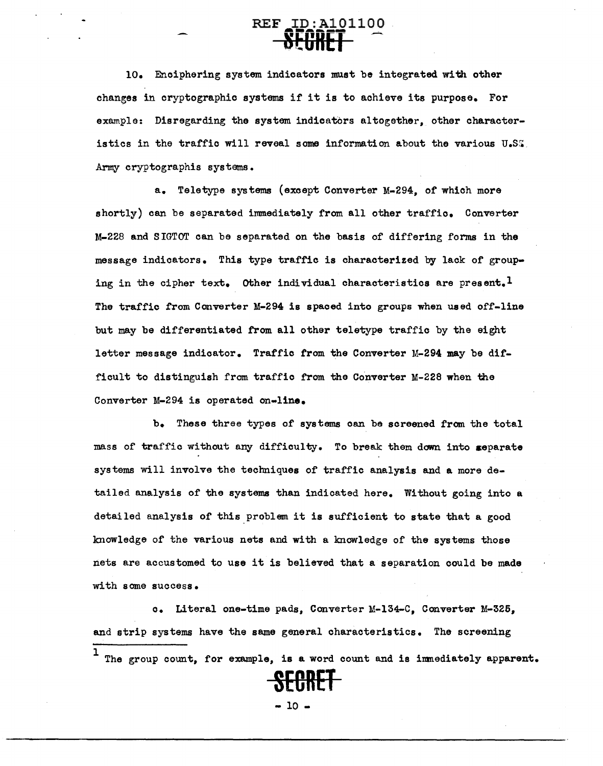10. Enciphering system indicators must be integrated with other changes in cryptographic systems if it is to achieve its purpose. For example: Disregarding the system indicators altogether, other characteristics in the traffic will reveal some information about the various U.S. Army cryptographis systems.

a. Teletype systems (except Converter M-294, of which more shortly) can be separated immediately from all other traffic. Converter M-228 and SIGTOT can be separated on the basis of differing forms in the message indicators. This type traffic is characterized by lack of grouping in the cipher text. Other individual characteristics are present.[1] The traffic from Converter M-294 is spaced into groups when used off-line but may be differentiated from all other teletype traffic by the eight letter message indicator. Traffic from the Converter M-294 may be difficult to distinguish from traffic from the Converter M-228 when the Converter M-294 is operated on-line.

b. These three types of systems can be screened from the total mass of traffic without any difficulty. To break them down into separate systems will involve the techniques of traffic analysis and a more detailed analysis of the systems than indicated here. Without going into a detailed analysis of this problem it is sufficient to state that a good knowledge of the various nets and with a knowledge of the systems those nets are accustomed to use it is believed that a separation could be made with some success.

c. Literal one-time pads, Converter M-134-C, Converter M-325, and strip systems have the same general characteristics. The screening

---

[1] The group count, for example, is a word count and is immediately apparent.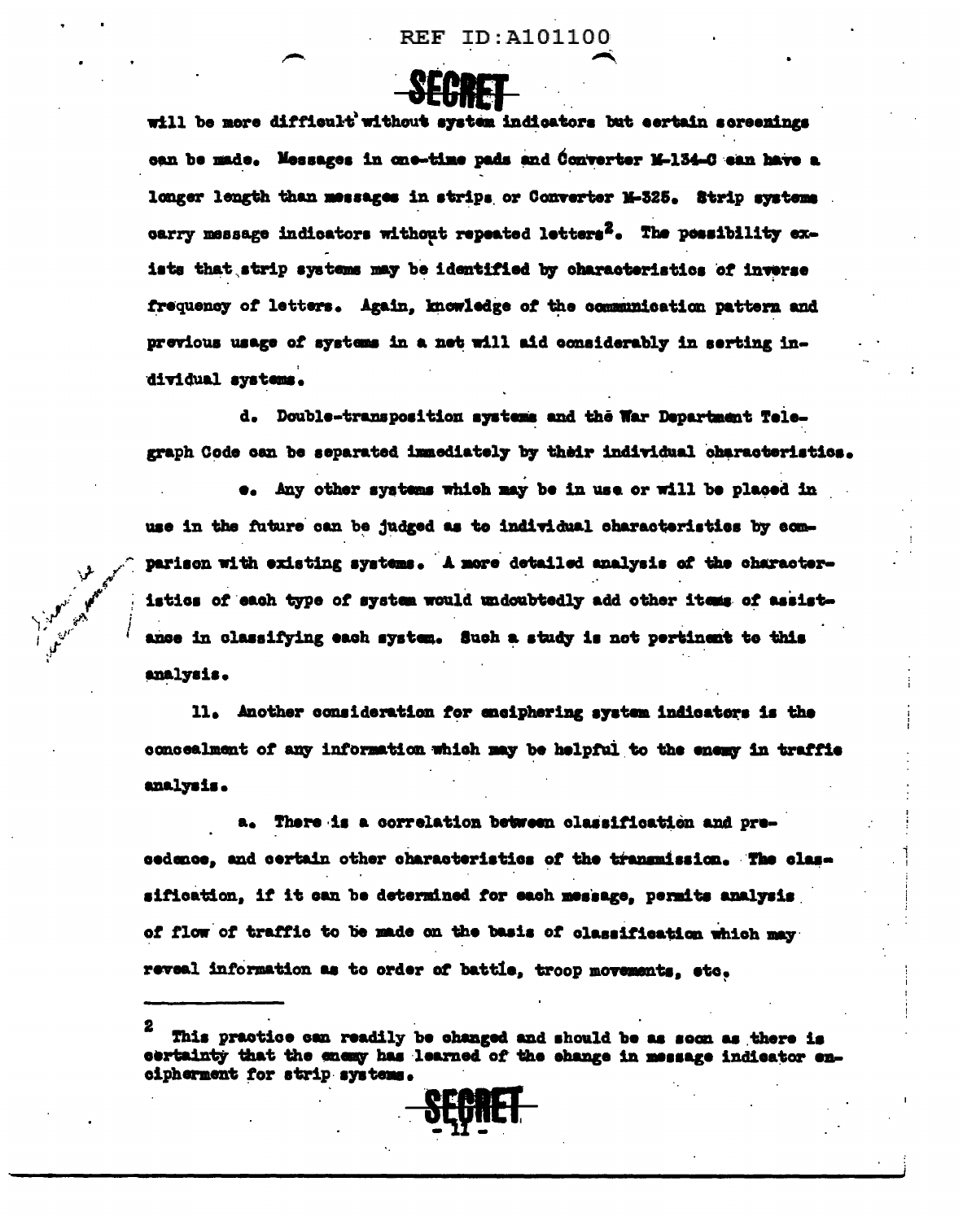will be more difficult without system indicators but certain screenings can be made. Messages in one-time pads and Converter M-134-C can have a longer length than messages in strips or Converter M-325. Strip systems carry message indicators without repeated letters[2]. The possibility exists that strip systems may be identified by characteristics of inverse frequency of letters. Again, knowledge of the communication pattern and previous usage of systems in a net will aid considerably in sorting individual systems.

d. Double-transposition systems and the War Department Telegraph Code can be separated immediately by their individual characteristics.

e. Any other systems which may be in use or will be placed in use in the future can be judged as to individual characteristics by comparison with existing systems. A more detailed analysis of the characteristics of each type of system would undoubtedly add other items of assistance in classifying each system. Such a study is not pertinent to this analysis.

11. Another consideration for enciphering system indicators is the concealment of any information which may be helpful to the enemy in traffic analysis.

a. There is a correlation between classification and precedence, and certain other characteristics of the transmission. The classification, if it can be determined for each message, permits analysis of flow of traffic to be made on the basis of classification which may reveal information as to order of battle, troop movements, etc.

---

[2] This practice can readily be changed and should be as soon as there is certainty that the enemy has learned of the change in message indicator encipherment for strip systems.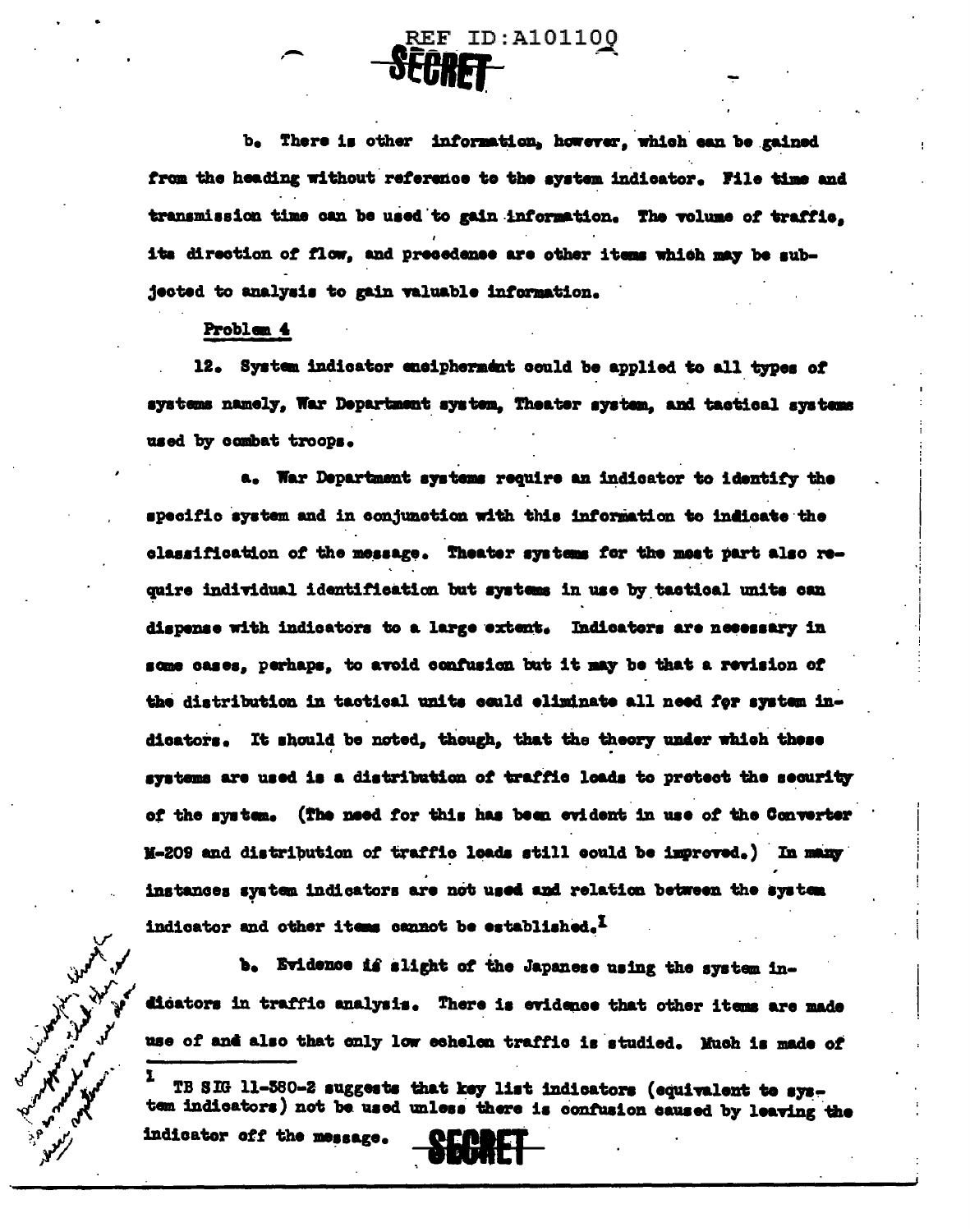REF ID:A101100

SECRET

b. There is other information, however, which can be gained from the heading without reference to the system indicator. File time and transmission time can be used to gain information. The volume of traffic, its direction of flow, and precedence are other items which may be subjected to analysis to gain valuable information.

Problem 4

12. System indicator encipherment could be applied to all types of systems namely, War Department system, Theater system, and tactical systems used by combat troops.

a. War Department systems require an indicator to identify the specific system and in conjunction with this information to indicate the classification of the message. Theater systems for the most part also require individual identification but systems in use by tactical units can dispense with indicators to a large extent. Indicators are necessary in some cases, perhaps, to avoid confusion but it may be that a revision of the distribution in tactical units could eliminate all need for system indicators. It should be noted, though, that the theory under which these systems are used is a distribution of traffic loads to protect the security of the system. (The need for this has been evident in use of the Converter M-209 and distribution of traffic loads still could be improved.) In many instances system indicators are not used and relation between the system indicator and other items cannot be established.[1]

b. Evidence is slight of the Japanese using the system indicators in traffic analysis. There is evidence that other items are made use of and also that only low echelon traffic is studied. Much is made of

[1] TB SIG 11-380-2 suggests that key list indicators (equivalent to system indicators) not be used unless there is confusion caused by leaving the indicator off the message.

SECRET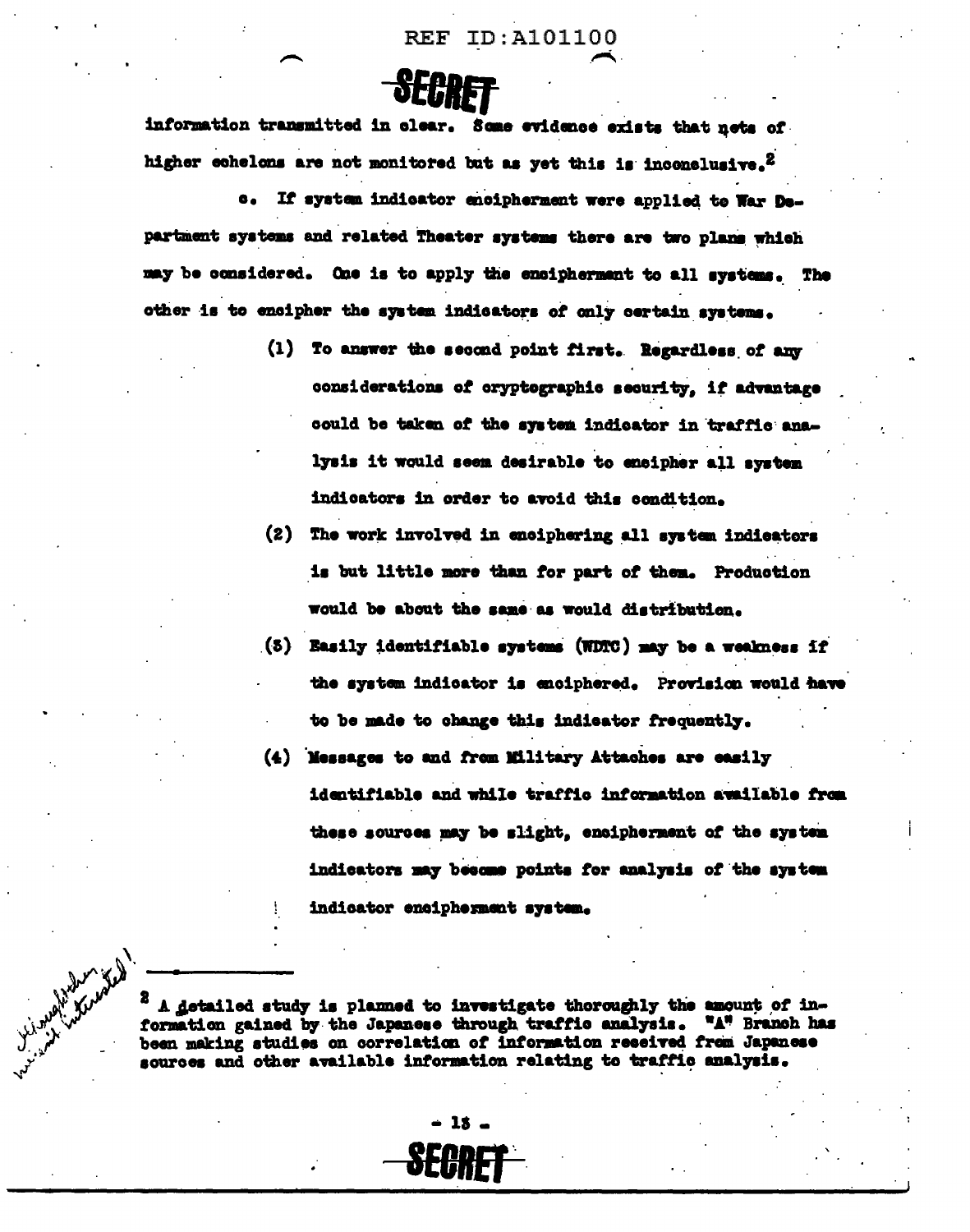information transmitted in clear. Some evidence exists that nets of higher echelons are not monitored but as yet this is inconclusive.[2]

e. If system indicator encipherment were applied to War Department systems and related Theater systems there are two plans which may be considered. One is to apply the encipherment to all systems. The other is to encipher the system indicators of only certain systems.

(1) To answer the second point first. Regardless of any considerations of cryptographic security, if advantage could be taken of the system indicator in traffic analysis it would seem desirable to encipher all system indicators in order to avoid this condition.

(2) The work involved in enciphering all system indicators is but little more than for part of them. Production would be about the same as would distribution.

(3) Easily identifiable systems (WDTC) may be a weakness if the system indicator is enciphered. Provision would have to be made to change this indicator frequently.

(4) Messages to and from Military Attaches are easily identifiable and while traffic information available from these sources may be slight, encipherment of the system indicators may become points for analysis of the system indicator encipherment system.

---

[2] A detailed study is planned to investigate thoroughly the amount of information gained by the Japanese through traffic analysis. "A" Branch has been making studies on correlation of information received from Japanese sources and other available information relating to traffic analysis.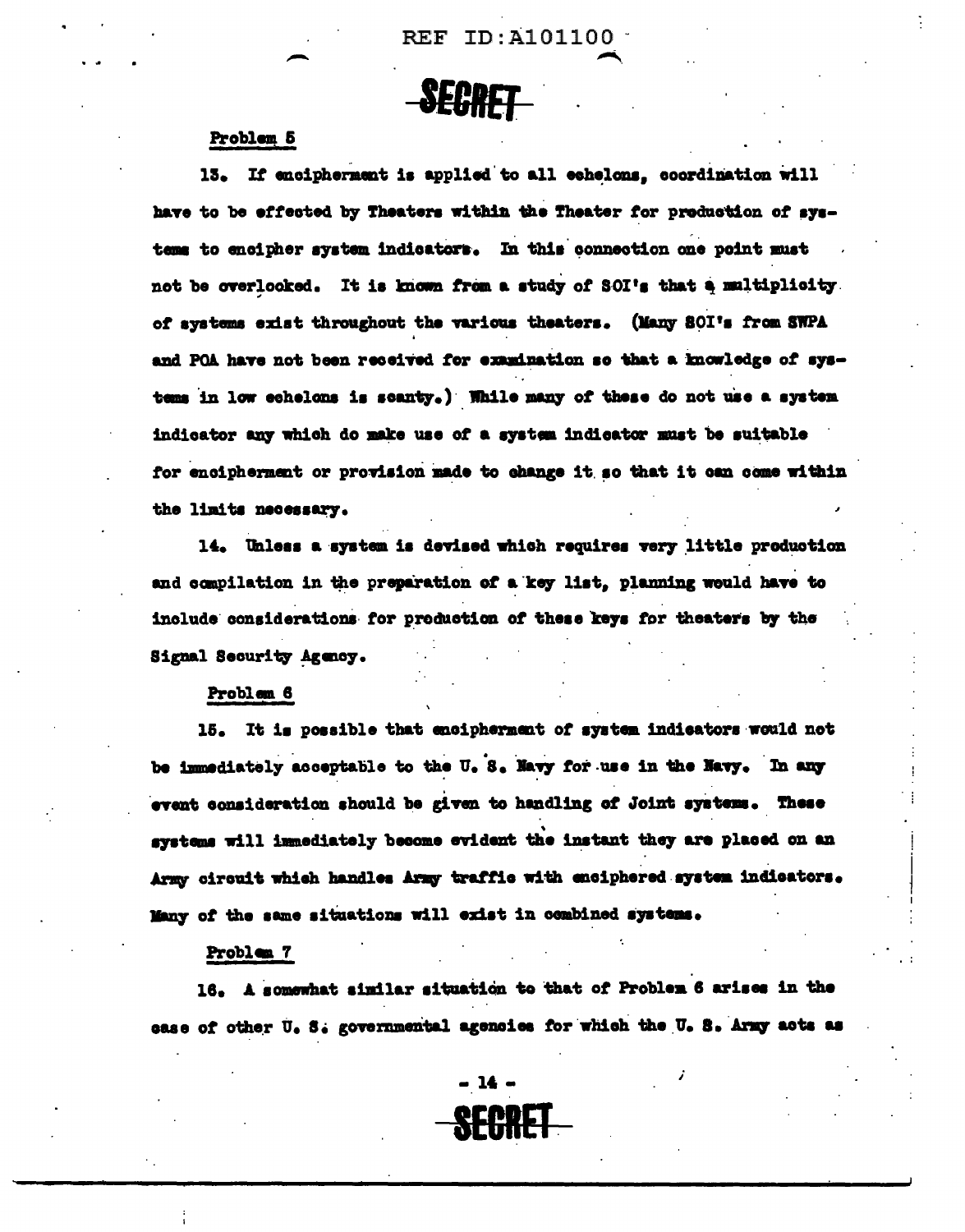SECRET

Problem 5

13. If encipherment is applied to all echelons, coordination will have to be effected by Theaters within the Theater for production of systems to encipher system indicators. In this connection one point must not be overlooked. It is known from a study of SOI's that a multiplicity of systems exist throughout the various theaters. (Many SOI's from SWPA and POA have not been received for examination so that a knowledge of systems in low echelons is scanty.) While many of these do not use a system indicator any which do make use of a system indicator must be suitable for encipherment or provision made to change it so that it can come within the limits necessary.

14. Unless a system is devised which requires very little production and compilation in the preparation of a key list, planning would have to include considerations for production of these keys for theaters by the Signal Security Agency.

Problem 6

15. It is possible that encipherment of system indicators would not be immediately acceptable to the U. S. Navy for use in the Navy. In any event consideration should be given to handling of Joint systems. These systems will immediately become evident the instant they are placed on an Army circuit which handles Army traffic with enciphered system indicators. Many of the same situations will exist in combined systems.

Problem 7

16. A somewhat similar situation to that of Problem 6 arises in the case of other U. S. governmental agencies for which the U. S. Army acts as

SECRET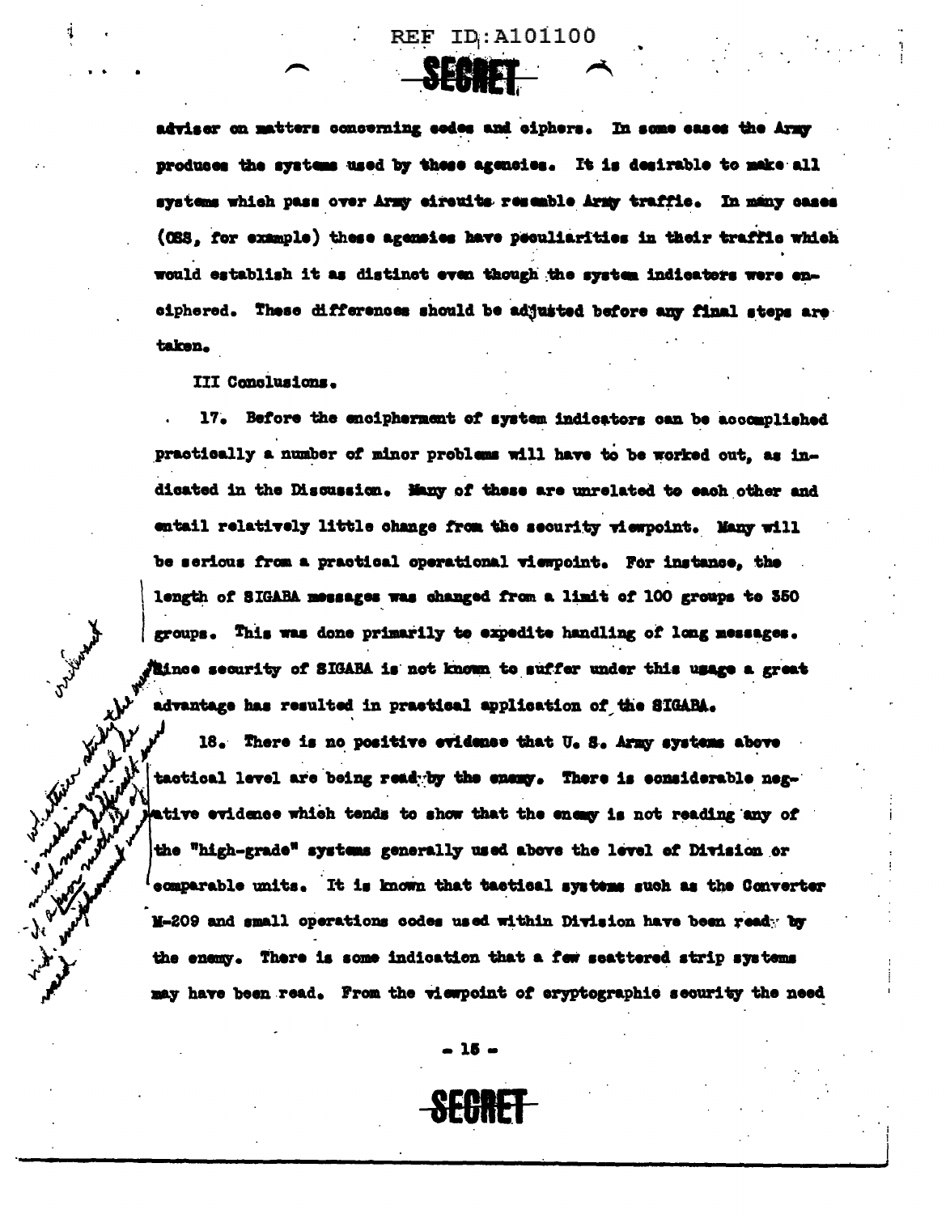adviser on matters concerning codes and ciphers. In some cases the Army produces the systems used by these agencies. It is desirable to make all systems which pass over Army circuits resemble Army traffic. In many cases (OSS, for example) these agencies have peculiarities in their traffic which would establish it as distinct even though the system indicators were enciphered. These differences should be adjusted before any final steps are taken.

III Conclusions.

17. Before the encipherment of system indicators can be accomplished practically a number of minor problems will have to be worked out, as indicated in the Discussion. Many of these are unrelated to each other and entail relatively little change from the security viewpoint. Many will be serious from a practical operational viewpoint. For instance, the length of SIGABA messages was changed from a limit of 100 groups to 350 groups. This was done primarily to expedite handling of long messages. Since security of SIGABA is not known to suffer under this usage a great advantage has resulted in practical application of the SIGABA.

18. There is no positive evidence that U. S. Army systems above tactical level are being read by the enemy. There is considerable negative evidence which tends to show that the enemy is not reading any of the "high-grade" systems generally used above the level of Division or comparable units. It is known that tactical systems such as the Converter M-209 and small operations codes used within Division have been read by the enemy. There is some indication that a few scattered strip systems may have been read. From the viewpoint of cryptographic security the need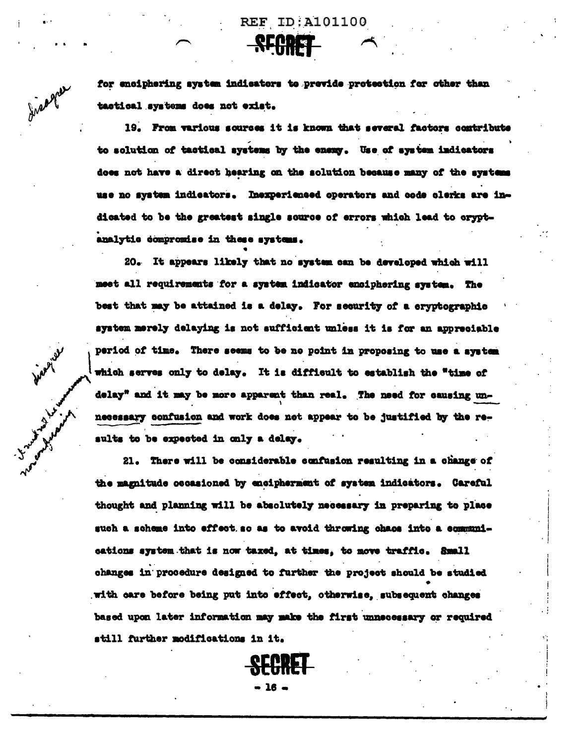for enciphering system indicators to provide protection for other than tactical systems does not exist.

19. From various sources it is known that several factors contribute to solution of tactical systems by the enemy. Use of system indicators does not have a direct bearing on the solution because many of the systems use no system indicators. Inexperienced operators and code clerks are indicated to be the greatest single source of errors which lead to cryptanalytic compromise in these systems.

20. It appears likely that no system can be developed which will meet all requirements for a system indicator enciphering system. The best that may be attained is a delay. For security of a cryptographic system merely delaying is not sufficient unless it is for an appreciable period of time. There seems to be no point in proposing to use a system which serves only to delay. It is difficult to establish the "time of delay" and it may be more apparent than real. The need for causing unnecessary confusion and work does not appear to be justified by the results to be expected in only a delay.

21. There will be considerable confusion resulting in a change of the magnitude occasioned by encipherment of system indicators. Careful thought and planning will be absolutely necessary in preparing to place such a scheme into effect so as to avoid throwing chaos into a communications system that is now taxed, at times, to move traffic. Small changes in procedure designed to further the project should be studied with care before being put into effect, otherwise, subsequent changes based upon later information may make the first unnecessary or required still further modifications in it.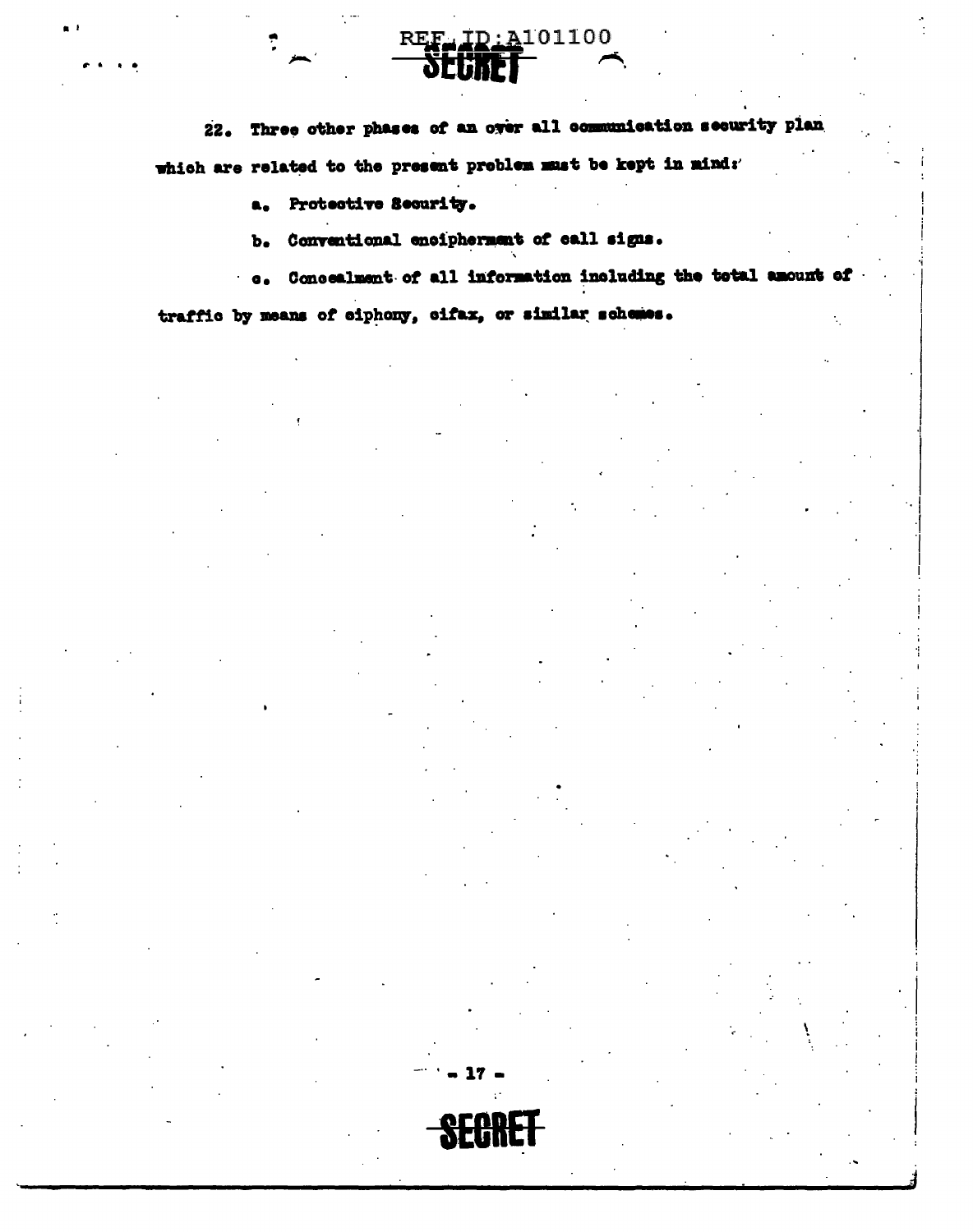22. Three other phases of an over all communication security plan which are related to the present problem must be kept in mind:

a. Protective Security.

b. Conventional encipherment of call signs.

c. Concealment of all information including the total amount of traffic by means of ciphony, cifax, or similar schemes.